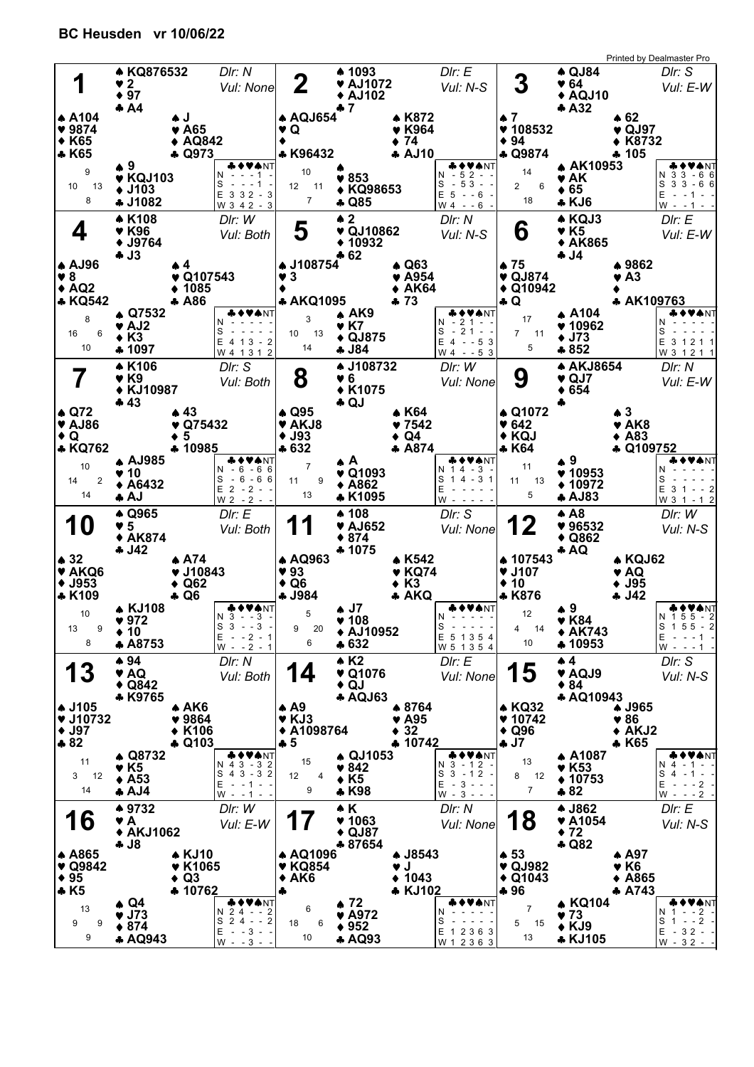# BC Heusden vr 10/06/22

Printed by Dealmaster Pro

## Board 1
Dlr: N — Vul: None

- **North:** ♠ KQ876532 ♥ 2 ♦ 97 ♣ A4
- **West:** ♠ A104 ♥ 9874 ♦ K65 ♣ K65
- **East:** ♠ J ♥ A65 ♦ AQ842 ♣ Q973
- **South:** ♠ 9 ♥ KQJ103 ♦ J103 ♣ J1082

HCP: N 9, W 10, E 13, S 8

| | ♣ | ♦ | ♥ | ♠ | NT |
|---|---|---|---|---|---|
| N | - | - | - | 1 | - |
| S | - | - | - | 1 | - |
| E | 3 | 3 | 2 | - | 3 |
| W | 3 | 4 | 2 | - | 3 |

## Board 2
Dlr: E — Vul: N-S

- **North:** ♠ 1093 ♥ AJ1072 ♦ AJ102 ♣ 7
- **West:** ♠ AQJ654 ♥ Q ♦ — ♣ K96432
- **East:** ♠ K872 ♥ K964 ♦ 74 ♣ AJ10
- **South:** ♠ — ♥ 853 ♦ KQ98653 ♣ Q85

HCP: N 10, W 12, E 11, S 7

| | ♣ | ♦ | ♥ | ♠ | NT |
|---|---|---|---|---|---|
| N | - | 5 | 2 | - | - |
| S | - | 5 | 3 | - | - |
| E | 5 | - | - | 6 | - |
| W | 4 | - | - | 6 | - |

## Board 3
Dlr: S — Vul: E-W

- **North:** ♠ QJ84 ♥ 64 ♦ AQJ10 ♣ A32
- **West:** ♠ 7 ♥ 108532 ♦ 94 ♣ Q9874
- **East:** ♠ 62 ♥ QJ97 ♦ K8732 ♣ 105
- **South:** ♠ AK10953 ♥ AK ♦ 65 ♣ KJ6

HCP: N 14, W 2, E 6, S 18

| | ♣ | ♦ | ♥ | ♠ | NT |
|---|---|---|---|---|---|
| N | 3 | 3 | - | 6 | 6 |
| S | 3 | 3 | - | 6 | 6 |
| E | - | - | 1 | - | - |
| W | - | - | 1 | - | - |

## Board 4
Dlr: W — Vul: Both

- **North:** ♠ K108 ♥ K96 ♦ J9764 ♣ J3
- **West:** ♠ AJ96 ♥ 8 ♦ AQ2 ♣ KQ542
- **East:** ♠ 4 ♥ Q107543 ♦ 1085 ♣ A86
- **South:** ♠ Q7532 ♥ AJ2 ♦ K3 ♣ 1097

HCP: N 8, W 16, E 6, S 10

| | ♣ | ♦ | ♥ | ♠ | NT |
|---|---|---|---|---|---|
| N | - | - | - | - | - |
| S | - | - | - | - | - |
| E | 4 | 1 | 3 | - | 2 |
| W | 4 | 1 | 3 | 1 | 2 |

## Board 5
Dlr: N — Vul: N-S

- **North:** ♠ 2 ♥ QJ10862 ♦ 10932 ♣ 62
- **West:** ♠ J108754 ♥ 3 ♦ — ♣ AKQ1095
- **East:** ♠ Q63 ♥ A954 ♦ AK64 ♣ 73
- **South:** ♠ AK9 ♥ K7 ♦ QJ875 ♣ J84

HCP: N 3, W 10, E 13, S 14

| | ♣ | ♦ | ♥ | ♠ | NT |
|---|---|---|---|---|---|
| N | - | 2 | 1 | - | - |
| S | - | 2 | 1 | - | - |
| E | 4 | - | - | 5 | 3 |
| W | 4 | - | - | 5 | 3 |

## Board 6
Dlr: E — Vul: E-W

- **North:** ♠ KQJ3 ♥ K5 ♦ AK865 ♣ J4
- **West:** ♠ 75 ♥ QJ874 ♦ Q10942 ♣ Q
- **East:** ♠ 9862 ♥ A3 ♦ — ♣ AK109763
- **South:** ♠ A104 ♥ 10962 ♦ J73 ♣ 852

HCP: N 17, W 7, E 11, S 5

| | ♣ | ♦ | ♥ | ♠ | NT |
|---|---|---|---|---|---|
| N | - | - | - | - | - |
| S | - | - | - | - | - |
| E | 3 | 1 | 2 | 1 | 1 |
| W | 3 | 1 | 2 | 1 | 1 |

## Board 7
Dlr: S — Vul: Both

- **North:** ♠ K106 ♥ K9 ♦ KJ10987 ♣ 43
- **West:** ♠ Q72 ♥ AJ86 ♦ Q ♣ KQ762
- **East:** ♠ 43 ♥ Q75432 ♦ 5 ♣ 10985
- **South:** ♠ AJ985 ♥ 10 ♦ A6432 ♣ AJ

HCP: N 10, W 14, E 2, S 14

| | ♣ | ♦ | ♥ | ♠ | NT |
|---|---|---|---|---|---|
| N | - | 6 | - | 6 | 6 |
| S | - | 6 | - | 6 | 6 |
| E | 2 | - | 2 | - | - |
| W | 2 | - | 2 | - | - |

## Board 8
Dlr: W — Vul: None

- **North:** ♠ J108732 ♥ 6 ♦ K1075 ♣ QJ
- **West:** ♠ Q95 ♥ AKJ8 ♦ J93 ♣ 632
- **East:** ♠ K64 ♥ 7542 ♦ Q4 ♣ A874
- **South:** ♠ A ♥ Q1093 ♦ A862 ♣ K1095

HCP: N 7, W 11, E 9, S 13

| | ♣ | ♦ | ♥ | ♠ | NT |
|---|---|---|---|---|---|
| N | 1 | 4 | - | 3 | - |
| S | 1 | 4 | - | 3 | 1 |
| E | - | - | - | - | - |
| W | - | - | - | - | - |

## Board 9
Dlr: N — Vul: E-W

- **North:** ♠ AKJ8654 ♥ QJ7 ♦ 654 ♣ —
- **West:** ♠ Q1072 ♥ 642 ♦ KQJ ♣ K64
- **East:** ♠ 3 ♥ AK8 ♦ A83 ♣ Q109752
- **South:** ♠ 9 ♥ 10953 ♦ 10972 ♣ AJ83

HCP: N 11, W 11, E 13, S 5

| | ♣ | ♦ | ♥ | ♠ | NT |
|---|---|---|---|---|---|
| N | - | - | - | - | - |
| S | - | - | - | - | - |
| E | 3 | 1 | - | - | 2 |
| W | 3 | 1 | - | 1 | 2 |

## Board 10
Dlr: E — Vul: Both

- **North:** ♠ Q965 ♥ 5 ♦ AK874 ♣ J42
- **West:** ♠ 32 ♥ AKQ6 ♦ J953 ♣ K109
- **East:** ♠ A74 ♥ J10843 ♦ Q62 ♣ Q6
- **South:** ♠ KJ108 ♥ 972 ♦ 10 ♣ A8753

HCP: N 10, W 13, E 9, S 8

| | ♣ | ♦ | ♥ | ♠ | NT |
|---|---|---|---|---|---|
| N | 3 | - | - | 3 | - |
| S | 3 | - | - | 3 | - |
| E | - | - | 2 | - | 1 |
| W | - | - | 2 | - | 1 |

## Board 11
Dlr: S — Vul: None

- **North:** ♠ 108 ♥ AJ652 ♦ 874 ♣ 1075
- **West:** ♠ AQ963 ♥ 93 ♦ Q6 ♣ J984
- **East:** ♠ K542 ♥ KQ74 ♦ K3 ♣ AKQ
- **South:** ♠ J7 ♥ 108 ♦ AJ10952 ♣ 632

HCP: N 5, W 9, E 20, S 6

| | ♣ | ♦ | ♥ | ♠ | NT |
|---|---|---|---|---|---|
| N | - | - | - | - | - |
| S | - | - | - | - | - |
| E | 5 | 1 | 3 | 5 | 4 |
| W | 5 | 1 | 3 | 5 | 4 |

## Board 12
Dlr: W — Vul: N-S

- **North:** ♠ A8 ♥ 96532 ♦ Q862 ♣ AQ
- **West:** ♠ 107543 ♥ J107 ♦ 10 ♣ K876
- **East:** ♠ KQJ62 ♥ AQ ♦ J95 ♣ J42
- **South:** ♠ 9 ♥ K84 ♦ AK743 ♣ 10953

HCP: N 12, W 4, E 14, S 10

| | ♣ | ♦ | ♥ | ♠ | NT |
|---|---|---|---|---|---|
| N | 1 | 5 | 5 | - | 2 |
| S | 1 | 5 | 5 | - | 2 |
| E | - | - | - | 1 | - |
| W | - | - | - | 1 | - |

## Board 13
Dlr: N — Vul: Both

- **North:** ♠ 94 ♥ AQ ♦ Q842 ♣ K9765
- **West:** ♠ J105 ♥ J10732 ♦ J97 ♣ 82
- **East:** ♠ AK6 ♥ 9864 ♦ K106 ♣ Q103
- **South:** ♠ Q8732 ♥ K5 ♦ A53 ♣ AJ4

HCP: N 11, W 3, E 12, S 14

| | ♣ | ♦ | ♥ | ♠ | NT |
|---|---|---|---|---|---|
| N | 4 | 3 | - | 3 | 2 |
| S | 4 | 3 | - | 3 | 2 |
| E | - | - | 1 | - | - |
| W | - | - | 1 | - | - |

## Board 14
Dlr: E — Vul: None

- **North:** ♠ K2 ♥ Q1076 ♦ QJ ♣ AQJ63
- **West:** ♠ A9 ♥ KJ3 ♦ A1098764 ♣ 5
- **East:** ♠ 8764 ♥ A95 ♦ 32 ♣ 10742
- **South:** ♠ QJ1053 ♥ 842 ♦ K5 ♣ K98

HCP: N 15, W 12, E 4, S 9

| | ♣ | ♦ | ♥ | ♠ | NT |
|---|---|---|---|---|---|
| N | 3 | - | 1 | 2 | - |
| S | 3 | - | 1 | 2 | - |
| E | - | 3 | - | - | - |
| W | - | 3 | - | - | - |

## Board 15
Dlr: S — Vul: N-S

- **North:** ♠ 4 ♥ AQJ9 ♦ 84 ♣ AQ10943
- **West:** ♠ KQ32 ♥ 10742 ♦ Q96 ♣ J7
- **East:** ♠ J965 ♥ 86 ♦ AKJ2 ♣ K65
- **South:** ♠ A1087 ♥ K53 ♦ 10753 ♣ 82

HCP: N 13, W 8, E 12, S 7

| | ♣ | ♦ | ♥ | ♠ | NT |
|---|---|---|---|---|---|
| N | 4 | - | 1 | - | - |
| S | 4 | - | 1 | - | - |
| E | - | - | - | 2 | - |
| W | - | - | - | 2 | - |

## Board 16
Dlr: W — Vul: E-W

- **North:** ♠ 9732 ♥ A ♦ AKJ1062 ♣ J8
- **West:** ♠ A865 ♥ Q9842 ♦ 95 ♣ K5
- **East:** ♠ KJ10 ♥ K1065 ♦ Q3 ♣ 10762
- **South:** ♠ Q4 ♥ J73 ♦ 874 ♣ AQ943

HCP: N 13, W 9, E 9, S 9

| | ♣ | ♦ | ♥ | ♠ | NT |
|---|---|---|---|---|---|
| N | 2 | 4 | - | - | 2 |
| S | 2 | 4 | - | - | 2 |
| E | - | - | 3 | - | - |
| W | - | - | 3 | - | - |

## Board 17
Dlr: N — Vul: None

- **North:** ♠ K ♥ 1063 ♦ QJ87 ♣ 87654
- **West:** ♠ AQ1096 ♥ KQ854 ♦ AK6 ♣ —
- **East:** ♠ J8543 ♥ J ♦ 1043 ♣ KJ102
- **South:** ♠ 72 ♥ A972 ♦ 952 ♣ AQ93

HCP: N 6, W 18, E 6, S 10

| | ♣ | ♦ | ♥ | ♠ | NT |
|---|---|---|---|---|---|
| N | - | - | - | - | - |
| S | - | - | - | - | - |
| E | 1 | 2 | 3 | 6 | 3 |
| W | 1 | 2 | 3 | 6 | 3 |

## Board 18
Dlr: E — Vul: N-S

- **North:** ♠ J862 ♥ A1054 ♦ 72 ♣ Q82
- **West:** ♠ 53 ♥ QJ982 ♦ Q1043 ♣ 96
- **East:** ♠ A97 ♥ K6 ♦ A865 ♣ A743
- **South:** ♠ KQ104 ♥ 73 ♦ KJ9 ♣ KJ105

HCP: N 7, W 5, E 15, S 13

| | ♣ | ♦ | ♥ | ♠ | NT |
|---|---|---|---|---|---|
| N | 1 | - | - | 2 | - |
| S | 1 | - | - | 2 | - |
| E | - | 3 | 2 | - | - |
| W | - | 3 | 2 | - | - |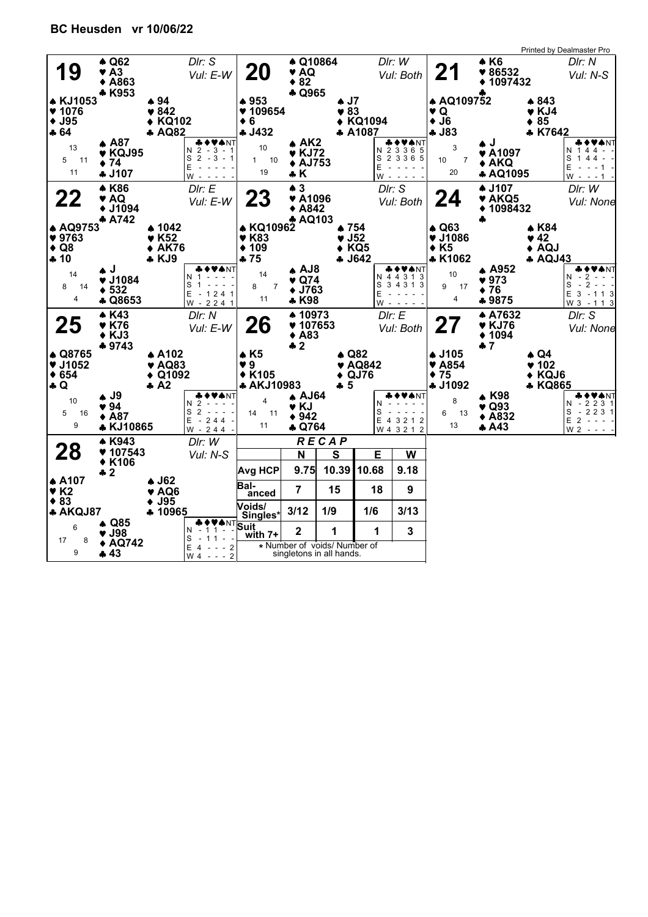## BC Heusden vr 10/06/22

Printed by Dealmaster Pro

### Board 19
Dlr: S — Vul: E-W

North: ♠ Q62 ♥ A3 ♦ A863 ♣ K953

West: ♠ KJ1053 ♥ 1076 ♦ J95 ♣ 64

East: ♠ 94 ♥ 842 ♦ KQ102 ♣ AQ82

South: ♠ A87 ♥ KQJ95 ♦ 74 ♣ J107

HCP: N 13, W 5, E 11, S 11

| | ♣ | ♦ | ♥ | ♠ | NT |
|---|---|---|---|---|---|
| N | 2 | - | 3 | - | 1 |
| S | 2 | - | 3 | - | 1 |
| E | - | - | - | - | - |
| W | - | - | - | - | - |

### Board 20
Dlr: W — Vul: Both

North: ♠ Q10864 ♥ AQ ♦ 82 ♣ Q965

West: ♠ 953 ♥ 109654 ♦ 6 ♣ J432

East: ♠ J7 ♥ 83 ♦ KQ1094 ♣ A1087

South: ♠ AK2 ♥ KJ72 ♦ AJ753 ♣ K

HCP: N 10, W 1, E 10, S 19

| | ♣ | ♦ | ♥ | ♠ | NT |
|---|---|---|---|---|---|
| N | 2 | 3 | 3 | 6 | 5 |
| S | 2 | 3 | 3 | 6 | 5 |
| E | - | - | - | - | - |
| W | - | - | - | - | - |

### Board 21
Dlr: N — Vul: N-S

North: ♠ K6 ♥ 86532 ♦ 1097432 ♣ —

West: ♠ AQ109752 ♥ Q ♦ J6 ♣ J83

East: ♠ 843 ♥ KJ4 ♦ 85 ♣ K7642

South: ♠ J ♥ A1097 ♦ AKQ ♣ AQ1095

HCP: N 3, W 10, E 7, S 20

| | ♣ | ♦ | ♥ | ♠ | NT |
|---|---|---|---|---|---|
| N | 1 | 4 | 4 | - | - |
| S | 1 | 4 | 4 | - | - |
| E | - | - | - | 1 | - |
| W | - | - | - | 1 | - |

### Board 22
Dlr: E — Vul: E-W

North: ♠ K86 ♥ AQ ♦ J1094 ♣ A742

West: ♠ AQ9753 ♥ 9763 ♦ Q8 ♣ 10

East: ♠ 1042 ♥ K52 ♦ AK76 ♣ KJ9

South: ♠ J ♥ J1084 ♦ 532 ♣ Q8653

HCP: N 14, W 8, E 14, S 4

| | ♣ | ♦ | ♥ | ♠ | NT |
|---|---|---|---|---|---|
| N | 1 | - | - | - | - |
| S | 1 | - | - | - | - |
| E | - | 1 | 2 | 4 | 1 |
| W | - | 2 | 2 | 4 | 1 |

### Board 23
Dlr: S — Vul: Both

North: ♠ 3 ♥ A1096 ♦ A842 ♣ AQ103

West: ♠ KQ10962 ♥ K83 ♦ 109 ♣ 75

East: ♠ 754 ♥ J52 ♦ KQ5 ♣ J642

South: ♠ AJ8 ♥ Q74 ♦ J763 ♣ K98

HCP: N 14, W 8, E 7, S 11

| | ♣ | ♦ | ♥ | ♠ | NT |
|---|---|---|---|---|---|
| N | 4 | 4 | 3 | 1 | 3 |
| S | 3 | 4 | 3 | 1 | 3 |
| E | - | - | - | - | - |
| W | - | - | - | - | - |

### Board 24
Dlr: W — Vul: None

North: ♠ J107 ♥ AKQ5 ♦ 1098432 ♣ —

West: ♠ Q63 ♥ J1086 ♦ K5 ♣ K1062

East: ♠ K84 ♥ 42 ♦ AQJ ♣ AQJ43

South: ♠ A952 ♥ 973 ♦ 76 ♣ 9875

HCP: N 10, W 9, E 17, S 4

| | ♣ | ♦ | ♥ | ♠ | NT |
|---|---|---|---|---|---|
| N | - | 2 | - | - | - |
| S | - | 2 | - | - | - |
| E | 3 | - | 1 | 1 | 3 |
| W | 3 | - | 1 | 1 | 3 |

### Board 25
Dlr: N — Vul: E-W

North: ♠ K43 ♥ K76 ♦ KJ3 ♣ 9743

West: ♠ Q8765 ♥ J1052 ♦ 654 ♣ Q

East: ♠ A102 ♥ AQ83 ♦ Q1092 ♣ A2

South: ♠ J9 ♥ 94 ♦ A87 ♣ KJ10865

HCP: N 10, W 5, E 16, S 9

| | ♣ | ♦ | ♥ | ♠ | NT |
|---|---|---|---|---|---|
| N | 2 | - | - | - | - |
| S | 2 | - | - | - | - |
| E | - | 2 | 4 | 4 | - |
| W | - | 2 | 4 | 4 | - |

### Board 26
Dlr: E — Vul: Both

North: ♠ 10973 ♥ 107653 ♦ A83 ♣ 2

West: ♠ K5 ♥ 9 ♦ K105 ♣ AKJ10983

East: ♠ Q82 ♥ AQ842 ♦ QJ76 ♣ 5

South: ♠ AJ64 ♥ KJ ♦ 942 ♣ Q764

HCP: N 4, W 14, E 11, S 11

| | ♣ | ♦ | ♥ | ♠ | NT |
|---|---|---|---|---|---|
| N | - | - | - | - | - |
| S | - | - | - | - | - |
| E | 4 | 3 | 2 | 1 | 2 |
| W | 4 | 3 | 2 | 1 | 2 |

### Board 27
Dlr: S — Vul: None

North: ♠ A7632 ♥ KJ76 ♦ 1094 ♣ 7

West: ♠ J105 ♥ A854 ♦ 75 ♣ J1092

East: ♠ Q4 ♥ 102 ♦ KQJ6 ♣ KQ865

South: ♠ K98 ♥ Q93 ♦ A832 ♣ A43

HCP: N 8, W 6, E 13, S 13

| | ♣ | ♦ | ♥ | ♠ | NT |
|---|---|---|---|---|---|
| N | - | 2 | 2 | 3 | 1 |
| S | - | 2 | 2 | 3 | 1 |
| E | 2 | - | - | - | - |
| W | 2 | - | - | - | - |

### Board 28
Dlr: W — Vul: N-S

North: ♠ K943 ♥ 107543 ♦ K106 ♣ 2

West: ♠ A107 ♥ K2 ♦ 83 ♣ AKQJ87

East: ♠ J62 ♥ AQ6 ♦ J95 ♣ 10965

South: ♠ Q85 ♥ J98 ♦ AQ742 ♣ 43

HCP: N 6, W 17, E 8, S 9

| | ♣ | ♦ | ♥ | ♠ | NT |
|---|---|---|---|---|---|
| N | - | 1 | 1 | - | - |
| S | - | 1 | 1 | - | - |
| E | 4 | - | - | - | 2 |
| W | 4 | - | - | - | 2 |

### RECAP

| | N | S | E | W |
|---|---|---|---|---|
| Avg HCP | 9.75 | 10.39 | 10.68 | 9.18 |
| Balanced | 7 | 15 | 18 | 9 |
| Voids/ Singles* | 3/12 | 1/9 | 1/6 | 3/13 |
| Suit with 7+ | 2 | 1 | 1 | 3 |

\* Number of voids/ Number of singletons in all hands.